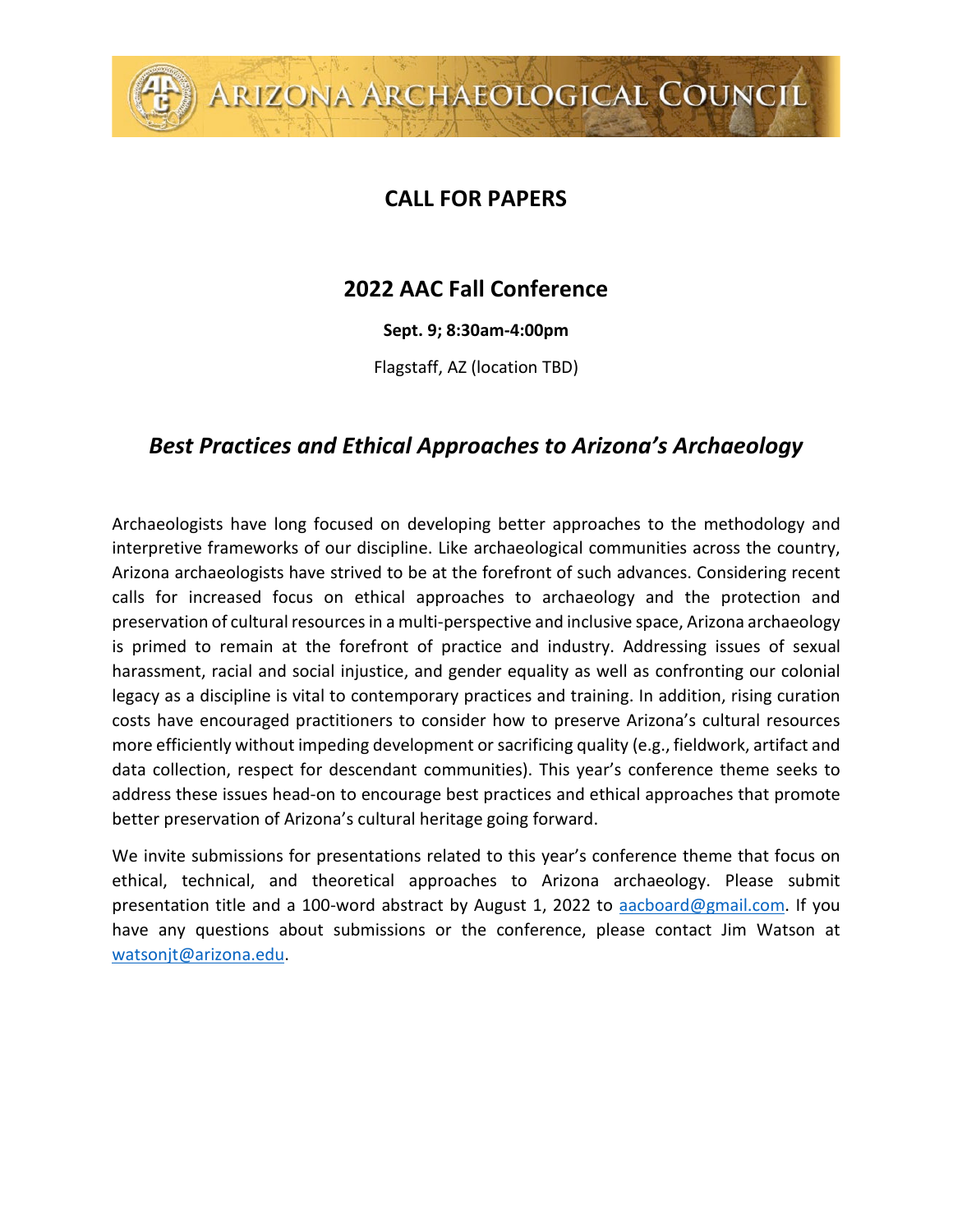# ARIZONA ARCHAEOLOGICAL COUNCIL

## CALL FOR PAPERS

## 2022 AAC Fall Conference

**Sept. 9; 8:30am-4:00pm**

Flagstaff, AZ (location TBD)

## *Best Practices and Ethical Approaches to Arizona's Archaeology*

Archaeologists have long focused on developing better approaches to the methodology and interpretive frameworks of our discipline. Like archaeological communities across the country, Arizona archaeologists have strived to be at the forefront of such advances. Considering recent calls for increased focus on ethical approaches to archaeology and the protection and preservation of cultural resources in a multi-perspective and inclusive space, Arizona archaeology is primed to remain at the forefront of practice and industry. Addressing issues of sexual harassment, racial and social injustice, and gender equality as well as confronting our colonial legacy as a discipline is vital to contemporary practices and training. In addition, rising curation costs have encouraged practitioners to consider how to preserve Arizona's cultural resources more efficiently without impeding development or sacrificing quality (e.g., fieldwork, artifact and data collection, respect for descendant communities). This year's conference theme seeks to address these issues head-on to encourage best practices and ethical approaches that promote better preservation of Arizona's cultural heritage going forward.

We invite submissions for presentations related to this year's conference theme that focus on ethical, technical, and theoretical approaches to Arizona archaeology. Please submit presentation title and a 100-word abstract by August 1, 2022 to aacboard@gmail.com. If you have any questions about submissions or the conference, please contact Jim Watson at watsonjt@arizona.edu.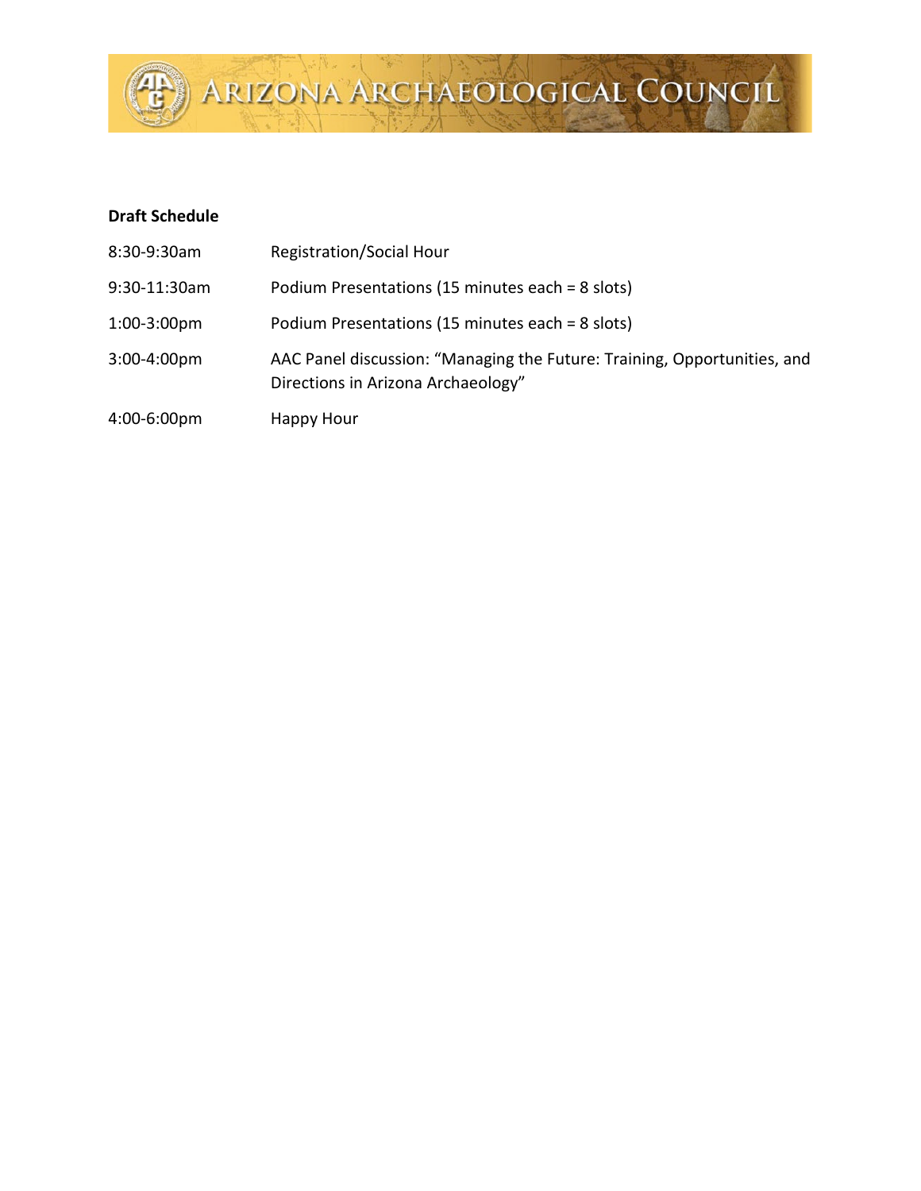**Draft Schedule**

| | |
|---|---|
| 8:30-9:30am | Registration/Social Hour |
| 9:30-11:30am | Podium Presentations (15 minutes each = 8 slots) |
| 1:00-3:00pm | Podium Presentations (15 minutes each = 8 slots) |
| 3:00-4:00pm | AAC Panel discussion: "Managing the Future: Training, Opportunities, and Directions in Arizona Archaeology" |
| 4:00-6:00pm | Happy Hour |